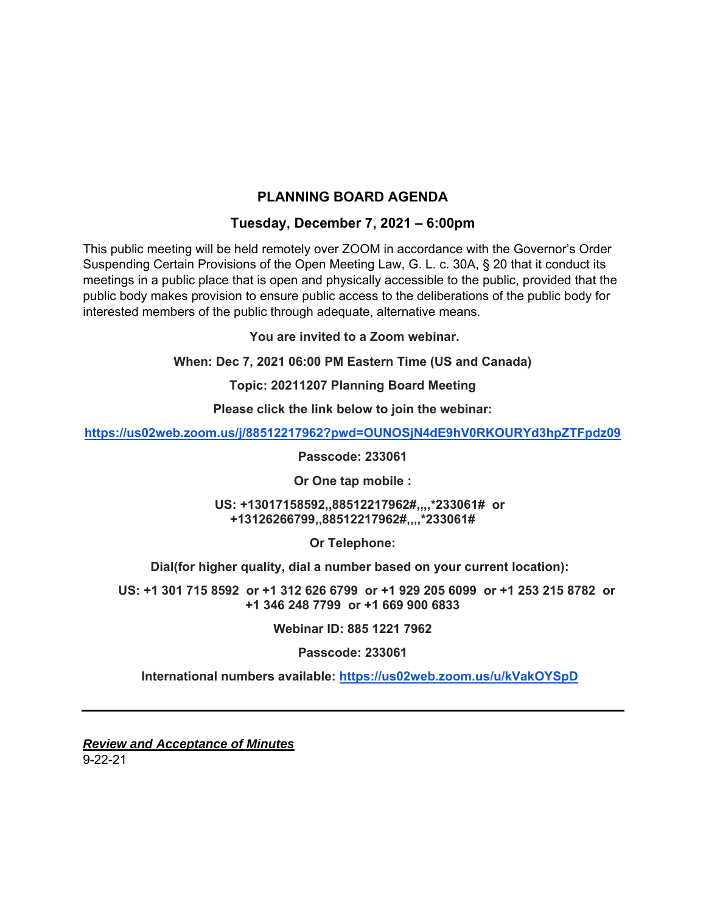# PLANNING BOARD AGENDA

## Tuesday, December 7, 2021 – 6:00pm

This public meeting will be held remotely over ZOOM in accordance with the Governor's Order Suspending Certain Provisions of the Open Meeting Law, G. L. c. 30A, § 20 that it conduct its meetings in a public place that is open and physically accessible to the public, provided that the public body makes provision to ensure public access to the deliberations of the public body for interested members of the public through adequate, alternative means.

**You are invited to a Zoom webinar.**

**When: Dec 7, 2021 06:00 PM Eastern Time (US and Canada)**

**Topic: 20211207 Planning Board Meeting**

**Please click the link below to join the webinar:**

**https://us02web.zoom.us/j/88512217962?pwd=OUNOSjN4dE9hV0RKOURYd3hpZTFpdz09**

**Passcode: 233061**

**Or One tap mobile :**

**US: +13017158592,,88512217962#,,,,*233061# or +13126266799,,88512217962#,,,,*233061#**

**Or Telephone:**

**Dial(for higher quality, dial a number based on your current location):**

**US: +1 301 715 8592 or +1 312 626 6799 or +1 929 205 6099 or +1 253 215 8782 or +1 346 248 7799 or +1 669 900 6833**

**Webinar ID: 885 1221 7962**

**Passcode: 233061**

**International numbers available: https://us02web.zoom.us/u/kVakOYSpD**

---

***Review and Acceptance of Minutes***

9-22-21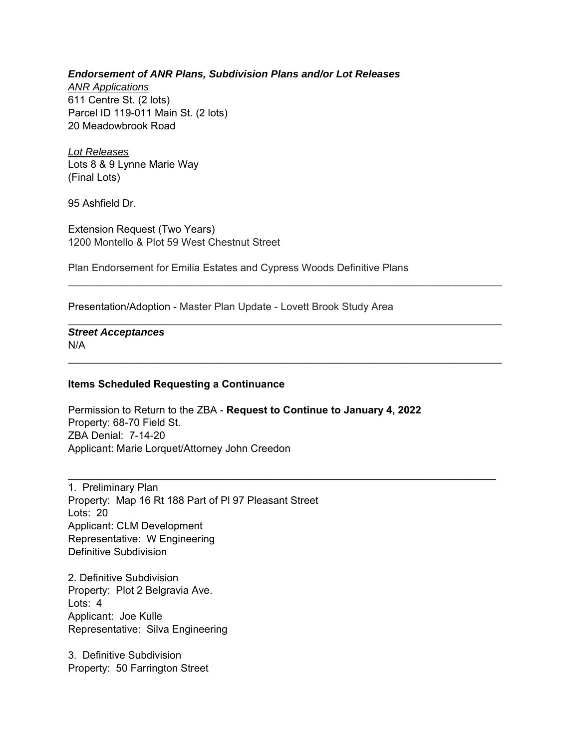***Endorsement of ANR Plans, Subdivision Plans and/or Lot Releases***

*ANR Applications*

611 Centre St. (2 lots)
Parcel ID 119-011 Main St. (2 lots)
20 Meadowbrook Road

*Lot Releases*

Lots 8 & 9 Lynne Marie Way
(Final Lots)

95 Ashfield Dr.

Extension Request (Two Years)
1200 Montello & Plot 59 West Chestnut Street

Plan Endorsement for Emilia Estates and Cypress Woods Definitive Plans

---

Presentation/Adoption - Master Plan Update - Lovett Brook Study Area

---

***Street Acceptances***

N/A

---

**Items Scheduled Requesting a Continuance**

Permission to Return to the ZBA - **Request to Continue to January 4, 2022**
Property: 68-70 Field St.
ZBA Denial: 7-14-20
Applicant: Marie Lorquet/Attorney John Creedon

---

1. Preliminary Plan
Property: Map 16 Rt 188 Part of Pl 97 Pleasant Street
Lots: 20
Applicant: CLM Development
Representative: W Engineering
Definitive Subdivision

2. Definitive Subdivision
Property: Plot 2 Belgravia Ave.
Lots: 4
Applicant: Joe Kulle
Representative: Silva Engineering

3. Definitive Subdivision
Property: 50 Farrington Street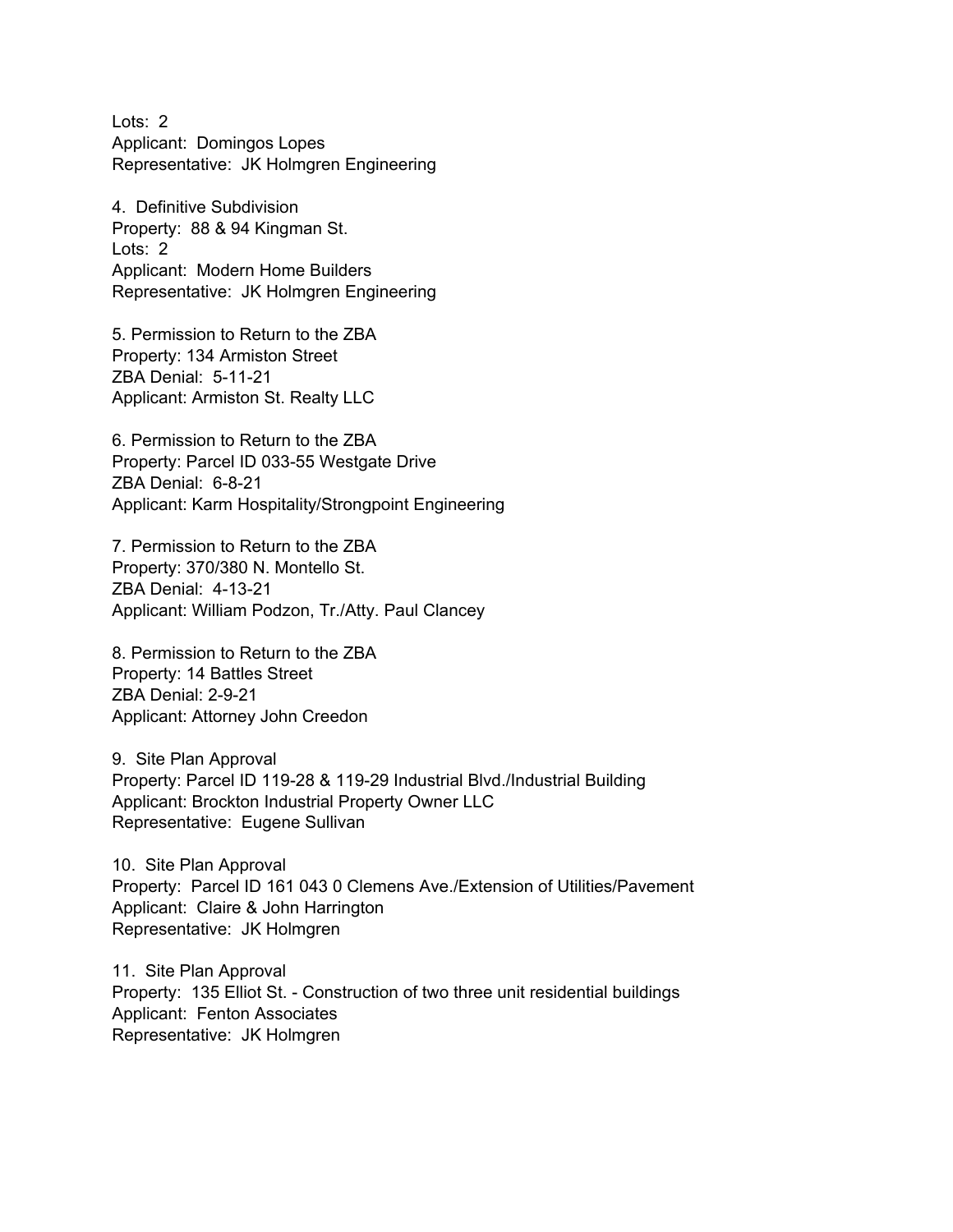Lots: 2
Applicant: Domingos Lopes
Representative: JK Holmgren Engineering

4. Definitive Subdivision
Property: 88 & 94 Kingman St.
Lots: 2
Applicant: Modern Home Builders
Representative: JK Holmgren Engineering

5. Permission to Return to the ZBA
Property: 134 Armiston Street
ZBA Denial: 5-11-21
Applicant: Armiston St. Realty LLC

6. Permission to Return to the ZBA
Property: Parcel ID 033-55 Westgate Drive
ZBA Denial: 6-8-21
Applicant: Karm Hospitality/Strongpoint Engineering

7. Permission to Return to the ZBA
Property: 370/380 N. Montello St.
ZBA Denial: 4-13-21
Applicant: William Podzon, Tr./Atty. Paul Clancey

8. Permission to Return to the ZBA
Property: 14 Battles Street
ZBA Denial: 2-9-21
Applicant: Attorney John Creedon

9. Site Plan Approval
Property: Parcel ID 119-28 & 119-29 Industrial Blvd./Industrial Building
Applicant: Brockton Industrial Property Owner LLC
Representative: Eugene Sullivan

10. Site Plan Approval
Property: Parcel ID 161 043 0 Clemens Ave./Extension of Utilities/Pavement
Applicant: Claire & John Harrington
Representative: JK Holmgren

11. Site Plan Approval
Property: 135 Elliot St. - Construction of two three unit residential buildings
Applicant: Fenton Associates
Representative: JK Holmgren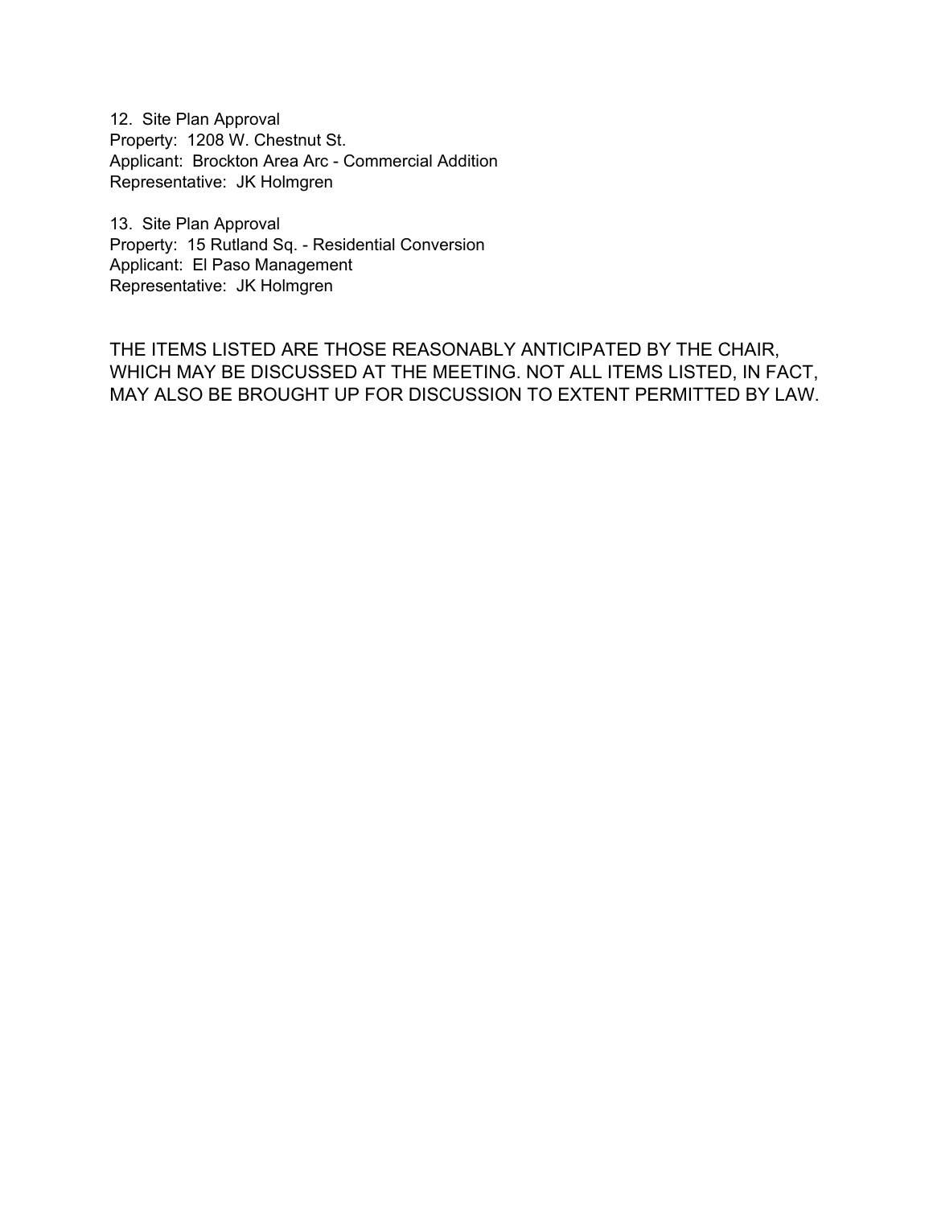12. Site Plan Approval
Property: 1208 W. Chestnut St.
Applicant: Brockton Area Arc - Commercial Addition
Representative: JK Holmgren

13. Site Plan Approval
Property: 15 Rutland Sq. - Residential Conversion
Applicant: El Paso Management
Representative: JK Holmgren

THE ITEMS LISTED ARE THOSE REASONABLY ANTICIPATED BY THE CHAIR, WHICH MAY BE DISCUSSED AT THE MEETING. NOT ALL ITEMS LISTED, IN FACT, MAY ALSO BE BROUGHT UP FOR DISCUSSION TO EXTENT PERMITTED BY LAW.